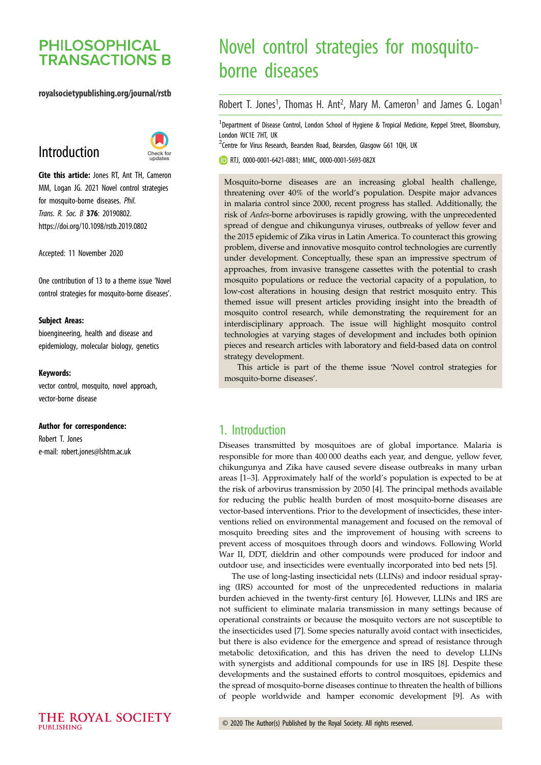# Novel control strategies for mosquito-borne diseases

Robert T. Jones[1], Thomas H. Ant[2], Mary M. Cameron[1] and James G. Logan[1]

[1]Department of Disease Control, London School of Hygiene & Tropical Medicine, Keppel Street, Bloomsbury, London WC1E 7HT, UK

[2]Centre for Virus Research, Bearsden Road, Bearsden, Glasgow G61 1QH, UK

RTJ, 0000-0001-6421-0881; MMC, 0000-0001-5693-082X

## Introduction

**Cite this article:** Jones RT, Ant TH, Cameron MM, Logan JG. 2021 Novel control strategies for mosquito-borne diseases. *Phil. Trans. R. Soc. B* **376**: 20190802. https://doi.org/10.1098/rstb.2019.0802

Accepted: 11 November 2020

One contribution of 13 to a theme issue 'Novel control strategies for mosquito-borne diseases'.

**Subject Areas:**

bioengineering, health and disease and epidemiology, molecular biology, genetics

**Keywords:**

vector control, mosquito, novel approach, vector-borne disease

**Author for correspondence:**

Robert T. Jones

e-mail: robert.jones@lshtm.ac.uk

Mosquito-borne diseases are an increasing global health challenge, threatening over 40% of the world's population. Despite major advances in malaria control since 2000, recent progress has stalled. Additionally, the risk of *Aedes*-borne arboviruses is rapidly growing, with the unprecedented spread of dengue and chikungunya viruses, outbreaks of yellow fever and the 2015 epidemic of Zika virus in Latin America. To counteract this growing problem, diverse and innovative mosquito control technologies are currently under development. Conceptually, these span an impressive spectrum of approaches, from invasive transgene cassettes with the potential to crash mosquito populations or reduce the vectorial capacity of a population, to low-cost alterations in housing design that restrict mosquito entry. This themed issue will present articles providing insight into the breadth of mosquito control research, while demonstrating the requirement for an interdisciplinary approach. The issue will highlight mosquito control technologies at varying stages of development and includes both opinion pieces and research articles with laboratory and field-based data on control strategy development.

This article is part of the theme issue 'Novel control strategies for mosquito-borne diseases'.

## 1. Introduction

Diseases transmitted by mosquitoes are of global importance. Malaria is responsible for more than 400 000 deaths each year, and dengue, yellow fever, chikungunya and Zika have caused severe disease outbreaks in many urban areas [1–3]. Approximately half of the world's population is expected to be at the risk of arbovirus transmission by 2050 [4]. The principal methods available for reducing the public health burden of most mosquito-borne diseases are vector-based interventions. Prior to the development of insecticides, these interventions relied on environmental management and focused on the removal of mosquito breeding sites and the improvement of housing with screens to prevent access of mosquitoes through doors and windows. Following World War II, DDT, dieldrin and other compounds were produced for indoor and outdoor use, and insecticides were eventually incorporated into bed nets [5].

The use of long-lasting insecticidal nets (LLINs) and indoor residual spraying (IRS) accounted for most of the unprecedented reductions in malaria burden achieved in the twenty-first century [6]. However, LLINs and IRS are not sufficient to eliminate malaria transmission in many settings because of operational constraints or because the mosquito vectors are not susceptible to the insecticides used [7]. Some species naturally avoid contact with insecticides, but there is also evidence for the emergence and spread of resistance through metabolic detoxification, and this has driven the need to develop LLINs with synergists and additional compounds for use in IRS [8]. Despite these developments and the sustained efforts to control mosquitoes, epidemics and the spread of mosquito-borne diseases continue to threaten the health of billions of people worldwide and hamper economic development [9]. As with

© 2020 The Author(s) Published by the Royal Society. All rights reserved.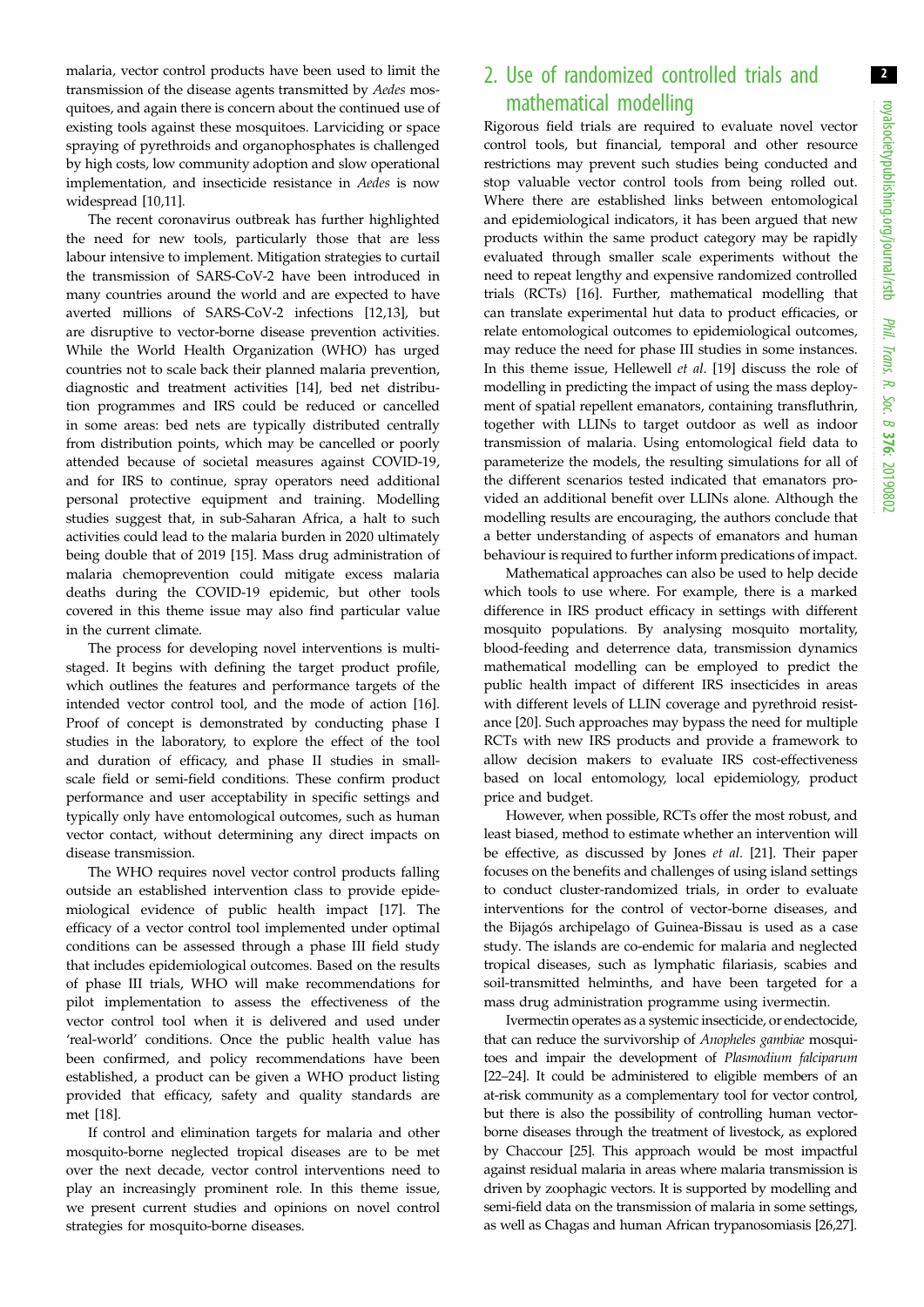malaria, vector control products have been used to limit the transmission of the disease agents transmitted by *Aedes* mosquitoes, and again there is concern about the continued use of existing tools against these mosquitoes. Larviciding or space spraying of pyrethroids and organophosphates is challenged by high costs, low community adoption and slow operational implementation, and insecticide resistance in *Aedes* is now widespread [10,11].

The recent coronavirus outbreak has further highlighted the need for new tools, particularly those that are less labour intensive to implement. Mitigation strategies to curtail the transmission of SARS-CoV-2 have been introduced in many countries around the world and are expected to have averted millions of SARS-CoV-2 infections [12,13], but are disruptive to vector-borne disease prevention activities. While the World Health Organization (WHO) has urged countries not to scale back their planned malaria prevention, diagnostic and treatment activities [14], bed net distribution programmes and IRS could be reduced or cancelled in some areas: bed nets are typically distributed centrally from distribution points, which may be cancelled or poorly attended because of societal measures against COVID-19, and for IRS to continue, spray operators need additional personal protective equipment and training. Modelling studies suggest that, in sub-Saharan Africa, a halt to such activities could lead to the malaria burden in 2020 ultimately being double that of 2019 [15]. Mass drug administration of malaria chemoprevention could mitigate excess malaria deaths during the COVID-19 epidemic, but other tools covered in this theme issue may also find particular value in the current climate.

The process for developing novel interventions is multi-staged. It begins with defining the target product profile, which outlines the features and performance targets of the intended vector control tool, and the mode of action [16]. Proof of concept is demonstrated by conducting phase I studies in the laboratory, to explore the effect of the tool and duration of efficacy, and phase II studies in small-scale field or semi-field conditions. These confirm product performance and user acceptability in specific settings and typically only have entomological outcomes, such as human vector contact, without determining any direct impacts on disease transmission.

The WHO requires novel vector control products falling outside an established intervention class to provide epidemiological evidence of public health impact [17]. The efficacy of a vector control tool implemented under optimal conditions can be assessed through a phase III field study that includes epidemiological outcomes. Based on the results of phase III trials, WHO will make recommendations for pilot implementation to assess the effectiveness of the vector control tool when it is delivered and used under 'real-world' conditions. Once the public health value has been confirmed, and policy recommendations have been established, a product can be given a WHO product listing provided that efficacy, safety and quality standards are met [18].

If control and elimination targets for malaria and other mosquito-borne neglected tropical diseases are to be met over the next decade, vector control interventions need to play an increasingly prominent role. In this theme issue, we present current studies and opinions on novel control strategies for mosquito-borne diseases.

## 2. Use of randomized controlled trials and mathematical modelling

Rigorous field trials are required to evaluate novel vector control tools, but financial, temporal and other resource restrictions may prevent such studies being conducted and stop valuable vector control tools from being rolled out. Where there are established links between entomological and epidemiological indicators, it has been argued that new products within the same product category may be rapidly evaluated through smaller scale experiments without the need to repeat lengthy and expensive randomized controlled trials (RCTs) [16]. Further, mathematical modelling that can translate experimental hut data to product efficacies, or relate entomological outcomes to epidemiological outcomes, may reduce the need for phase III studies in some instances. In this theme issue, Hellewell *et al*. [19] discuss the role of modelling in predicting the impact of using the mass deployment of spatial repellent emanators, containing transfluthrin, together with LLINs to target outdoor as well as indoor transmission of malaria. Using entomological field data to parameterize the models, the resulting simulations for all of the different scenarios tested indicated that emanators provided an additional benefit over LLINs alone. Although the modelling results are encouraging, the authors conclude that a better understanding of aspects of emanators and human behaviour is required to further inform predictions of impact.

Mathematical approaches can also be used to help decide which tools to use where. For example, there is a marked difference in IRS product efficacy in settings with different mosquito populations. By analysing mosquito mortality, blood-feeding and deterrence data, transmission dynamics mathematical modelling can be employed to predict the public health impact of different IRS insecticides in areas with different levels of LLIN coverage and pyrethroid resistance [20]. Such approaches may bypass the need for multiple RCTs with new IRS products and provide a framework to allow decision makers to evaluate IRS cost-effectiveness based on local entomology, local epidemiology, product price and budget.

However, when possible, RCTs offer the most robust, and least biased, method to estimate whether an intervention will be effective, as discussed by Jones *et al*. [21]. Their paper focuses on the benefits and challenges of using island settings to conduct cluster-randomized trials, in order to evaluate interventions for the control of vector-borne diseases, and the Bijagós archipelago of Guinea-Bissau is used as a case study. The islands are co-endemic for malaria and neglected tropical diseases, such as lymphatic filariasis, scabies and soil-transmitted helminths, and have been targeted for a mass drug administration programme using ivermectin.

Ivermectin operates as a systemic insecticide, or endectocide, that can reduce the survivorship of *Anopheles gambiae* mosquitoes and impair the development of *Plasmodium falciparum* [22–24]. It could be administered to eligible members of an at-risk community as a complementary tool for vector control, but there is also the possibility of controlling human vector-borne diseases through the treatment of livestock, as explored by Chaccour [25]. This approach would be most impactful against residual malaria in areas where malaria transmission is driven by zoophagic vectors. It is supported by modelling and semi-field data on the transmission of malaria in some settings, as well as Chagas and human African trypanosomiasis [26,27].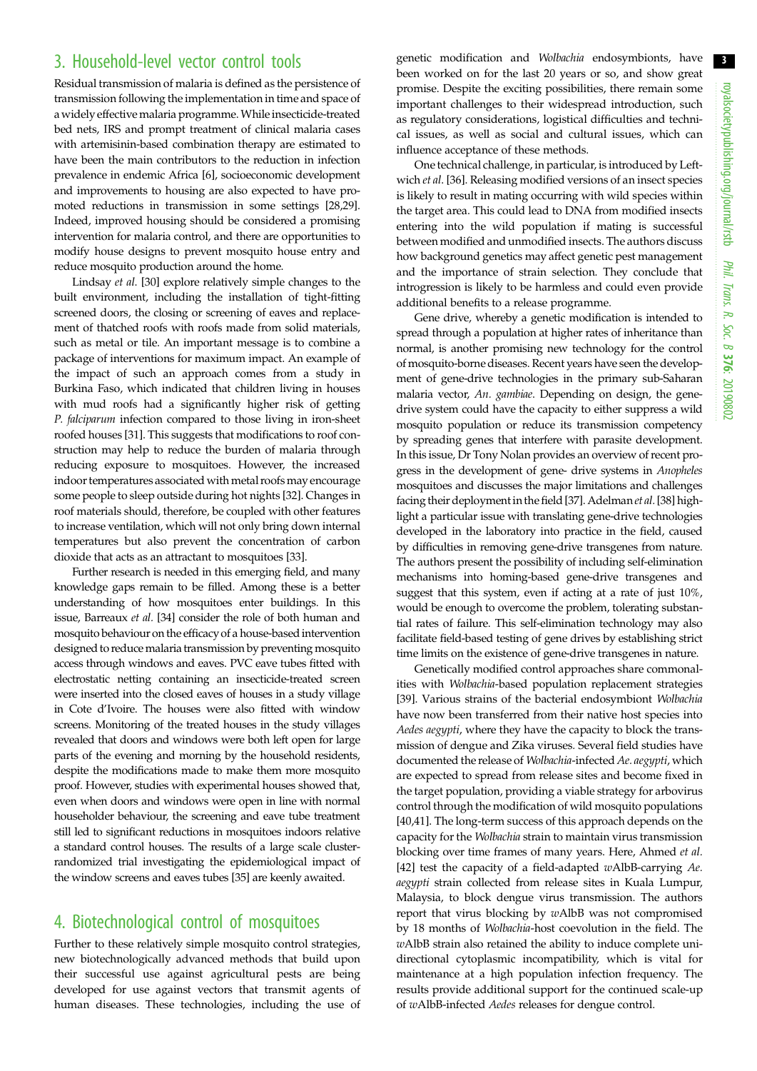## 3. Household-level vector control tools

Residual transmission of malaria is defined as the persistence of transmission following the implementation in time and space of a widely effective malaria programme. While insecticide-treated bed nets, IRS and prompt treatment of clinical malaria cases with artemisinin-based combination therapy are estimated to have been the main contributors to the reduction in infection prevalence in endemic Africa [6], socioeconomic development and improvements to housing are also expected to have promoted reductions in transmission in some settings [28,29]. Indeed, improved housing should be considered a promising intervention for malaria control, and there are opportunities to modify house designs to prevent mosquito house entry and reduce mosquito production around the home.

Lindsay *et al.* [30] explore relatively simple changes to the built environment, including the installation of tight-fitting screened doors, the closing or screening of eaves and replacement of thatched roofs with roofs made from solid materials, such as metal or tile. An important message is to combine a package of interventions for maximum impact. An example of the impact of such an approach comes from a study in Burkina Faso, which indicated that children living in houses with mud roofs had a significantly higher risk of getting *P. falciparum* infection compared to those living in iron-sheet roofed houses [31]. This suggests that modifications to roof construction may help to reduce the burden of malaria through reducing exposure to mosquitoes. However, the increased indoor temperatures associated with metal roofs may encourage some people to sleep outside during hot nights [32]. Changes in roof materials should, therefore, be coupled with other features to increase ventilation, which will not only bring down internal temperatures but also prevent the concentration of carbon dioxide that acts as an attractant to mosquitoes [33].

Further research is needed in this emerging field, and many knowledge gaps remain to be filled. Among these is a better understanding of how mosquitoes enter buildings. In this issue, Barreaux *et al.* [34] consider the role of both human and mosquito behaviour on the efficacy of a house-based intervention designed to reduce malaria transmission by preventing mosquito access through windows and eaves. PVC eave tubes fitted with electrostatic netting containing an insecticide-treated screen were inserted into the closed eaves of houses in a study village in Cote d'Ivoire. The houses were also fitted with window screens. Monitoring of the treated houses in the study villages revealed that doors and windows were both left open for large parts of the evening and morning by the household residents, despite the modifications made to make them more mosquito proof. However, studies with experimental houses showed that, even when doors and windows were open in line with normal householder behaviour, the screening and eave tube treatment still led to significant reductions in mosquitoes indoors relative a standard control houses. The results of a large scale cluster-randomized trial investigating the epidemiological impact of the window screens and eaves tubes [35] are keenly awaited.

## 4. Biotechnological control of mosquitoes

Further to these relatively simple mosquito control strategies, new biotechnologically advanced methods that build upon their successful use against agricultural pests are being developed for use against vectors that transmit agents of human diseases. These technologies, including the use of genetic modification and *Wolbachia* endosymbionts, have been worked on for the last 20 years or so, and show great promise. Despite the exciting possibilities, there remain some important challenges to their widespread introduction, such as regulatory considerations, logistical difficulties and technical issues, as well as social and cultural issues, which can influence acceptance of these methods.

One technical challenge, in particular, is introduced by Leftwich *et al.* [36]. Releasing modified versions of an insect species is likely to result in mating occurring with wild species within the target area. This could lead to DNA from modified insects entering into the wild population if mating is successful between modified and unmodified insects. The authors discuss how background genetics may affect genetic pest management and the importance of strain selection. They conclude that introgression is likely to be harmless and could even provide additional benefits to a release programme.

Gene drive, whereby a genetic modification is intended to spread through a population at higher rates of inheritance than normal, is another promising new technology for the control of mosquito-borne diseases. Recent years have seen the development of gene-drive technologies in the primary sub-Saharan malaria vector, *An. gambiae*. Depending on design, the gene-drive system could have the capacity to either suppress a wild mosquito population or reduce its transmission competency by spreading genes that interfere with parasite development. In this issue, Dr Tony Nolan provides an overview of recent progress in the development of gene- drive systems in *Anopheles* mosquitoes and discusses the major limitations and challenges facing their deployment in the field [37]. Adelman *et al.* [38] highlight a particular issue with translating gene-drive technologies developed in the laboratory into practice in the field, caused by difficulties in removing gene-drive transgenes from nature. The authors present the possibility of including self-elimination mechanisms into homing-based gene-drive transgenes and suggest that this system, even if acting at a rate of just 10%, would be enough to overcome the problem, tolerating substantial rates of failure. This self-elimination technology may also facilitate field-based testing of gene drives by establishing strict time limits on the existence of gene-drive transgenes in nature.

Genetically modified control approaches share commonalities with *Wolbachia*-based population replacement strategies [39]. Various strains of the bacterial endosymbiont *Wolbachia* have now been transferred from their native host species into *Aedes aegypti*, where they have the capacity to block the transmission of dengue and Zika viruses. Several field studies have documented the release of *Wolbachia*-infected *Ae. aegypti*, which are expected to spread from release sites and become fixed in the target population, providing a viable strategy for arbovirus control through the modification of wild mosquito populations [40,41]. The long-term success of this approach depends on the capacity for the *Wolbachia* strain to maintain virus transmission blocking over time frames of many years. Here, Ahmed *et al.* [42] test the capacity of a field-adapted *w*AlbB-carrying *Ae. aegypti* strain collected from release sites in Kuala Lumpur, Malaysia, to block dengue virus transmission. The authors report that virus blocking by *w*AlbB was not compromised by 18 months of *Wolbachia*-host coevolution in the field. The *w*AlbB strain also retained the ability to induce complete unidirectional cytoplasmic incompatibility, which is vital for maintenance at a high population infection frequency. The results provide additional support for the continued scale-up of *w*AlbB-infected *Aedes* releases for dengue control.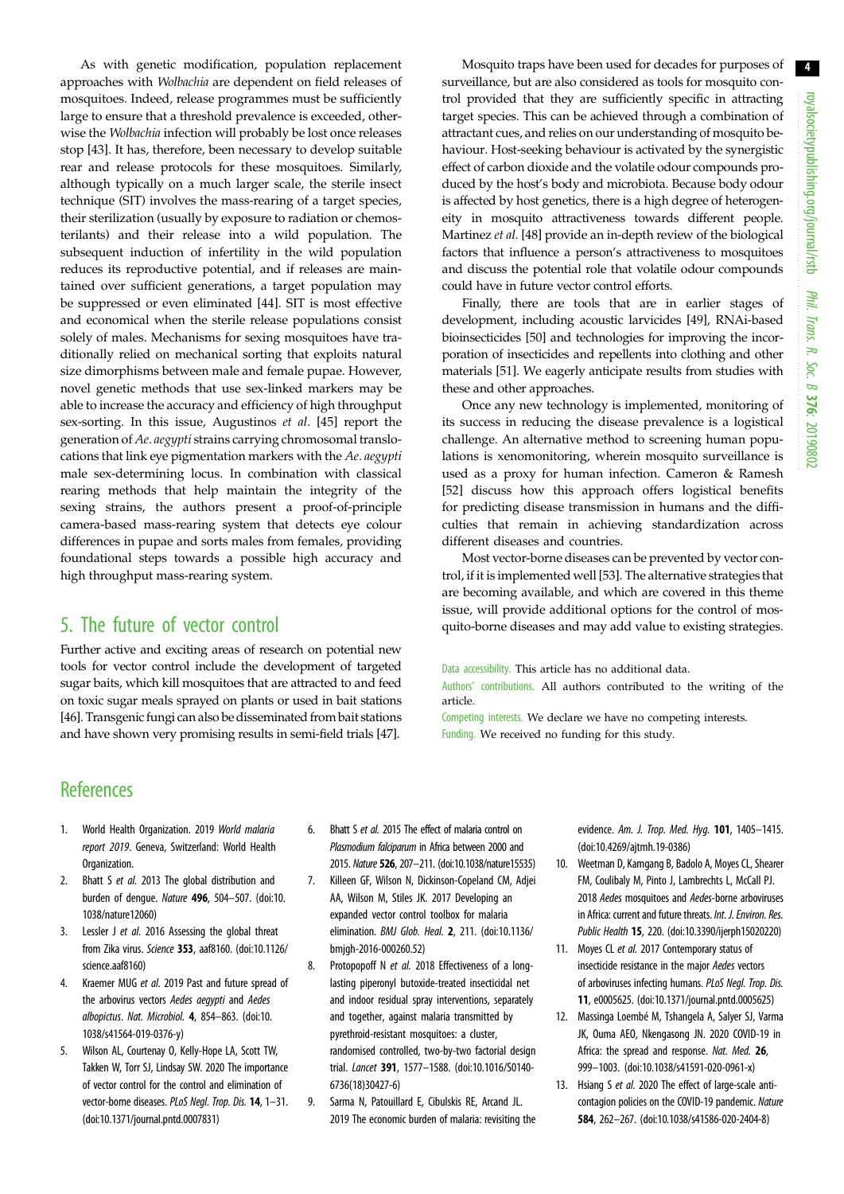As with genetic modification, population replacement approaches with *Wolbachia* are dependent on field releases of mosquitoes. Indeed, release programmes must be sufficiently large to ensure that a threshold prevalence is exceeded, otherwise the *Wolbachia* infection will probably be lost once releases stop [43]. It has, therefore, been necessary to develop suitable rear and release protocols for these mosquitoes. Similarly, although typically on a much larger scale, the sterile insect technique (SIT) involves the mass-rearing of a target species, their sterilization (usually by exposure to radiation or chemosterilants) and their release into a wild population. The subsequent induction of infertility in the wild population reduces its reproductive potential, and if releases are maintained over sufficient generations, a target population may be suppressed or even eliminated [44]. SIT is most effective and economical when the sterile release populations consist solely of males. Mechanisms for sexing mosquitoes have traditionally relied on mechanical sorting that exploits natural size dimorphisms between male and female pupae. However, novel genetic methods that use sex-linked markers may be able to increase the accuracy and efficiency of high throughput sex-sorting. In this issue, Augustinos *et al.* [45] report the generation of *Ae. aegypti* strains carrying chromosomal translocations that link eye pigmentation markers with the *Ae. aegypti* male sex-determining locus. In combination with classical rearing methods that help maintain the integrity of the sexing strains, the authors present a proof-of-principle camera-based mass-rearing system that detects eye colour differences in pupae and sorts males from females, providing foundational steps towards a possible high accuracy and high throughput mass-rearing system.

## 5. The future of vector control

Further active and exciting areas of research on potential new tools for vector control include the development of targeted sugar baits, which kill mosquitoes that are attracted to and feed on toxic sugar meals sprayed on plants or used in bait stations [46]. Transgenic fungi can also be disseminated from bait stations and have shown very promising results in semi-field trials [47].

Mosquito traps have been used for decades for purposes of surveillance, but are also considered as tools for mosquito control provided that they are sufficiently specific in attracting target species. This can be achieved through a combination of attractant cues, and relies on our understanding of mosquito behaviour. Host-seeking behaviour is activated by the synergistic effect of carbon dioxide and the volatile odour compounds produced by the host's body and microbiota. Because body odour is affected by host genetics, there is a high degree of heterogeneity in mosquito attractiveness towards different people. Martinez *et al.* [48] provide an in-depth review of the biological factors that influence a person's attractiveness to mosquitoes and discuss the potential role that volatile odour compounds could have in future vector control efforts.

Finally, there are tools that are in earlier stages of development, including acoustic larvicides [49], RNAi-based bioinsecticides [50] and technologies for improving the incorporation of insecticides and repellents into clothing and other materials [51]. We eagerly anticipate results from studies with these and other approaches.

Once any new technology is implemented, monitoring of its success in reducing the disease prevalence is a logistical challenge. An alternative method to screening human populations is xenomonitoring, wherein mosquito surveillance is used as a proxy for human infection. Cameron & Ramesh [52] discuss how this approach offers logistical benefits for predicting disease transmission in humans and the difficulties that remain in achieving standardization across different diseases and countries.

Most vector-borne diseases can be prevented by vector control, if it is implemented well [53]. The alternative strategies that are becoming available, and which are covered in this theme issue, will provide additional options for the control of mosquito-borne diseases and may add value to existing strategies.

Data accessibility. This article has no additional data.

Authors' contributions. All authors contributed to the writing of the article.

Competing interests. We declare we have no competing interests.

Funding. We received no funding for this study.

## References

1. World Health Organization. 2019 *World malaria report 2019*. Geneva, Switzerland: World Health Organization.
2. Bhatt S *et al.* 2013 The global distribution and burden of dengue. *Nature* **496**, 504–507. (doi:10.1038/nature12060)
3. Lessler J *et al.* 2016 Assessing the global threat from Zika virus. *Science* **353**, aaf8160. (doi:10.1126/science.aaf8160)
4. Kraemer MUG *et al.* 2019 Past and future spread of the arbovirus vectors *Aedes aegypti* and *Aedes albopictus*. *Nat. Microbiol.* **4**, 854–863. (doi:10.1038/s41564-019-0376-y)
5. Wilson AL, Courtenay O, Kelly-Hope LA, Scott TW, Takken W, Torr SJ, Lindsay SW. 2020 The importance of vector control for the control and elimination of vector-borne diseases. *PLoS Negl. Trop. Dis.* **14**, 1–31. (doi:10.1371/journal.pntd.0007831)
6. Bhatt S *et al.* 2015 The effect of malaria control on *Plasmodium falciparum* in Africa between 2000 and 2015. *Nature* **526**, 207–211. (doi:10.1038/nature15535)
7. Killeen GF, Wilson N, Dickinson-Copeland CM, Adjei AA, Wilson M, Stiles JK. 2017 Developing an expanded vector control toolbox for malaria elimination. *BMJ Glob. Heal.* **2**, 211. (doi:10.1136/bmjgh-2016-000260.52)
8. Protopopoff N *et al.* 2018 Effectiveness of a long-lasting piperonyl butoxide-treated insecticidal net and indoor residual spray interventions, separately and together, against malaria transmitted by pyrethroid-resistant mosquitoes: a cluster, randomised controlled, two-by-two factorial design trial. *Lancet* **391**, 1577–1588. (doi:10.1016/S0140-6736(18)30427-6)
9. Sarma N, Patouillard E, Cibulskis RE, Arcand JL. 2019 The economic burden of malaria: revisiting the evidence. *Am. J. Trop. Med. Hyg.* **101**, 1405–1415. (doi:10.4269/ajtmh.19-0386)
10. Weetman D, Kamgang B, Badolo A, Moyes CL, Shearer FM, Coulibaly M, Pinto J, Lambrechts L, McCall PJ. 2018 *Aedes* mosquitoes and *Aedes*-borne arboviruses in Africa: current and future threats. *Int. J. Environ. Res. Public Health* **15**, 220. (doi:10.3390/ijerph15020220)
11. Moyes CL *et al.* 2017 Contemporary status of insecticide resistance in the major *Aedes* vectors of arboviruses infecting humans. *PLoS Negl. Trop. Dis.* **11**, e0005625. (doi:10.1371/journal.pntd.0005625)
12. Massinga Loembé M, Tshangela A, Salyer SJ, Varma JK, Ouma AEO, Nkengasong JN. 2020 COVID-19 in Africa: the spread and response. *Nat. Med.* **26**, 999–1003. (doi:10.1038/s41591-020-0961-x)
13. Hsiang S *et al.* 2020 The effect of large-scale anti-contagion policies on the COVID-19 pandemic. *Nature* **584**, 262–267. (doi:10.1038/s41586-020-2404-8)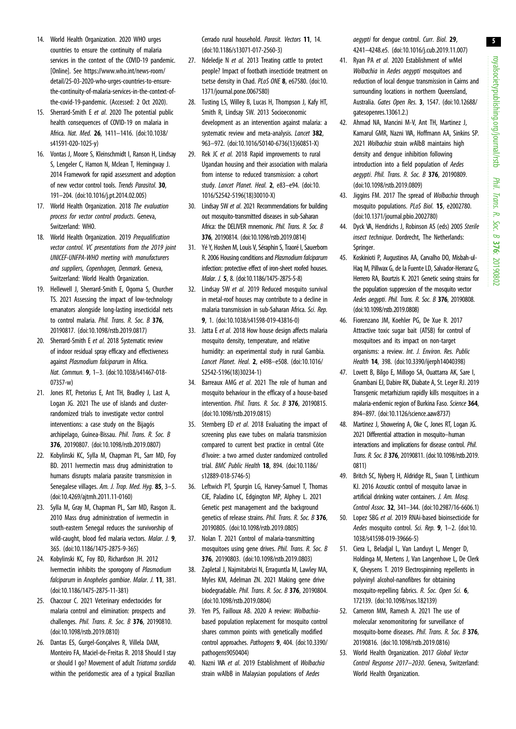14. World Health Organization. 2020 WHO urges countries to ensure the continuity of malaria services in the context of the COVID-19 pandemic. [Online]. See https://www.who.int/news-room/detail/25-03-2020-who-urges-countries-to-ensure-the-continuity-of-malaria-services-in-the-context-of-the-covid-19-pandemic. (Accessed: 2 Oct 2020).
15. Sherrard-Smith E *et al.* 2020 The potential public health consequences of COVID-19 on malaria in Africa. *Nat. Med.* **26**, 1411–1416. (doi:10.1038/s41591-020-1025-y)
16. Vontas J, Moore S, Kleinschmidt I, Ranson H, Lindsay S, Lengeler C, Hamon N, Mclean T, Hemingway J. 2014 Framework for rapid assessment and adoption of new vector control tools. *Trends Parasitol.* **30**, 191–204. (doi:10.1016/j.pt.2014.02.005)
17. World Health Organization. 2018 *The evaluation process for vector control products*. Geneva, Switzerland: WHO.
18. World Health Organization. 2019 *Prequalification vector control. VC presentations from the 2019 joint UNICEF-UNFPA-WHO meeting with manufacturers and suppliers, Copenhagen, Denmark*. Geneva, Switzerland: World Health Organization.
19. Hellewell J, Sherrard-Smith E, Ogoma S, Churcher TS. 2021 Assessing the impact of low-technology emanators alongside long-lasting insecticidal nets to control malaria. *Phil. Trans. R. Soc. B* **376**, 20190817. (doi:10.1098/rstb.2019.0817)
20. Sherrard-Smith E *et al.* 2018 Systematic review of indoor residual spray efficacy and effectiveness against *Plasmodium falciparum* in Africa. *Nat. Commun.* **9**, 1–3. (doi:10.1038/s41467-018-07357-w)
21. Jones RT, Pretorius E, Ant TH, Bradley J, Last A, Logan JG. 2021 The use of islands and cluster-randomized trials to investigate vector control interventions: a case study on the Bijagós archipelago, Guinea-Bissau. *Phil. Trans. R. Soc. B* **376**, 20190807. (doi:10.1098/rstb.2019.0807)
22. Kobylinski KC, Sylla M, Chapman PL, Sarr MD, Foy BD. 2011 Ivermectin mass drug administration to humans disrupts malaria parasite transmission in Senegalese villages. *Am. J. Trop. Med. Hyg.* **85**, 3–5. (doi:10.4269/ajtmh.2011.11-0160)
23. Sylla M, Gray M, Chapman PL, Sarr MD, Rasgon JL. 2010 Mass drug administration of ivermectin in south-eastern Senegal reduces the survivorship of wild-caught, blood fed malaria vectors. *Malar. J.* **9**, 365. (doi:10.1186/1475-2875-9-365)
24. Kobylinski KC, Foy BD, Richardson JH. 2012 Ivermectin inhibits the sporogony of *Plasmodium falciparum* in *Anopheles gambiae*. *Malar. J.* **11**, 381. (doi:10.1186/1475-2875-11-381)
25. Chaccour C. 2021 Veterinary endectocides for malaria control and elimination: prospects and challenges. *Phil. Trans. R. Soc. B* **376**, 20190810. (doi:10.1098/rstb.2019.0810)
26. Dantas ES, Gurgel-Gonçalves R, Villela DAM, Monteiro FA, Maciel-de-Freitas R. 2018 Should I stay or should I go? Movement of adult *Triatoma sordida* within the peridomestic area of a typical Brazilian Cerrado rural household. *Parasit. Vectors* **11**, 14. (doi:10.1186/s13071-017-2560-3)
27. Ndeledje N *et al.* 2013 Treating cattle to protect people? Impact of footbath insecticide treatment on tsetse density in Chad. *PLoS ONE* **8**, e67580. (doi:10.1371/journal.pone.0067580)
28. Tusting LS, Willey B, Lucas H, Thompson J, Kafy HT, Smith R, Lindsay SW. 2013 Socioeconomic development as an intervention against malaria: a systematic review and meta-analysis. *Lancet* **382**, 963–972. (doi:10.1016/S0140-6736(13)60851-X)
29. Rek JC *et al.* 2018 Rapid improvements to rural Ugandan housing and their association with malaria from intense to reduced transmission: a cohort study. *Lancet Planet. Heal.* **2**, e83–e94. (doi:10.1016/S2542-5196(18)30010-X)
30. Lindsay SW *et al.* 2021 Recommendations for building out mosquito-transmitted diseases in sub-Saharan Africa: the DELIVER mnemonic. *Phil. Trans. R. Soc. B* **376**, 20190814. (doi:10.1098/rstb.2019.0814)
31. Yé Y, Hoshen M, Louis V, Séraphin S, Traoré I, Sauerborn R. 2006 Housing conditions and *Plasmodium falciparum* infection: protective effect of iron-sheet roofed houses. *Malar. J.* **5**, 8. (doi:10.1186/1475-2875-5-8)
32. Lindsay SW *et al.* 2019 Reduced mosquito survival in metal-roof houses may contribute to a decline in malaria transmission in sub-Saharan Africa. *Sci. Rep.* **9**, 1. (doi:10.1038/s41598-019-43816-0)
33. Jatta E *et al.* 2018 How house design affects malaria mosquito density, temperature, and relative humidity: an experimental study in rural Gambia. *Lancet Planet. Heal.* **2**, e498–e508. (doi:10.1016/S2542-5196(18)30234-1)
34. Barreaux AMG *et al.* 2021 The role of human and mosquito behaviour in the efficacy of a house-based intervention. *Phil. Trans. R. Soc. B* **376**, 20190815. (doi:10.1098/rstb.2019.0815)
35. Sternberg ED *et al.* 2018 Evaluating the impact of screening plus eave tubes on malaria transmission compared to current best practice in central Côte d'Ivoire: a two armed cluster randomized controlled trial. *BMC Public Health* **18**, 894. (doi:10.1186/s12889-018-5746-5)
36. Leftwich PT, Spurgin LG, Harvey-Samuel T, Thomas CJE, Paladino LC, Edgington MP, Alphey L. 2021 Genetic pest management and the background genetics of release strains. *Phil. Trans. R. Soc. B* **376**, 20190805. (doi:10.1098/rstb.2019.0805)
37. Nolan T. 2021 Control of malaria-transmitting mosquitoes using gene drives. *Phil. Trans. R. Soc. B* **376**, 20190803. (doi:10.1098/rstb.2019.0803)
38. Zapletal J, Najmitabrizi N, Erraguntla M, Lawley MA, Myles KM, Adelman ZN. 2021 Making gene drive biodegradable. *Phil. Trans. R. Soc. B* **376**, 20190804. (doi:10.1098/rstb.2019.0804)
39. Yen PS, Failloux AB. 2020 A review: *Wolbachia*-based population replacement for mosquito control shares common points with genetically modified control approaches. *Pathogens* **9**, 404. (doi:10.3390/pathogens9050404)
40. Nazni WA *et al.* 2019 Establishment of *Wolbachia* strain wAlbB in Malaysian populations of *Aedes aegypti* for dengue control. *Curr. Biol.* **29**, 4241–4248.e5. (doi:10.1016/j.cub.2019.11.007)
41. Ryan PA *et al.* 2020 Establishment of wMel *Wolbachia* in *Aedes aegypti* mosquitoes and reduction of local dengue transmission in Cairns and surrounding locations in northern Queensland, Australia. *Gates Open Res.* **3**, 1547. (doi:10.12688/gatesopenres.13061.2.)
42. Ahmad NA, Mancini M-V, Ant TH, Martinez J, Kamarul GMR, Nazni WA, Hoffmann AA, Sinkins SP. 2021 *Wolbachia* strain *w*AlbB maintains high density and dengue inhibition following introduction into a field population of *Aedes aegypti*. *Phil. Trans. R. Soc. B* **376**, 20190809. (doi:10.1098/rstb.2019.0809)
43. Jiggins FM. 2017 The spread of *Wolbachia* through mosquito populations. *PLoS Biol.* **15**, e2002780. (doi:10.1371/journal.pbio.2002780)
44. Dyck VA, Hendrichs J, Robinson AS (eds) 2005 *Sterile insect technique*. Dordrecht, The Netherlands: Springer.
45. Koskinioti P, Augustinos AA, Carvalho DO, Misbah-ul-Haq M, Pillwax G, de la Fuente LD, Salvador-Herranz G, Herrero RA, Bourtzis K. 2021 Genetic sexing strains for the population suppression of the mosquito vector *Aedes aegypti*. *Phil. Trans. R. Soc. B* **376**, 20190808. (doi:10.1098/rstb.2019.0808)
46. Fiorenzano JM, Koehler PG, De Xue R. 2017 Attractive toxic sugar bait (ATSB) for control of mosquitoes and its impact on non-target organisms: a review. *Int. J. Environ. Res. Public Health* **14**, 398. (doi:10.3390/ijerph14040398)
47. Lovett B, Bilgo E, Millogo SA, Ouattarra AK, Sare I, Gnambani EJ, Dabire RK, Diabate A, St. Leger RJ. 2019 Transgenic metarhizium rapidly kills mosquitoes in a malaria-endemic region of Burkina Faso. *Science* **364**, 894–897. (doi:10.1126/science.aaw8737)
48. Martinez J, Showering A, Oke C, Jones RT, Logan JG. 2021 Differential attraction in mosquito–human interactions and implications for disease control. *Phil. Trans. R. Soc. B* **376**, 20190811. (doi:10.1098/rstb.2019.0811)
49. Britch SC, Nyberg H, Aldridge RL, Swan T, Linthicum KJ. 2016 Acoustic control of mosquito larvae in artificial drinking water containers. *J. Am. Mosq. Control Assoc.* **32**, 341–344. (doi:10.2987/16-6606.1)
50. Lopez SBG *et al.* 2019 RNAi-based bioinsecticide for *Aedes* mosquito control. *Sci. Rep.* **9**, 1–2. (doi:10.1038/s41598-019-39666-5)
51. Ciera L, Beladjal L, Van Landuyt L, Menger D, Holdinga M, Mertens J, Van Langenhove L, De Clerk K, Gheysens T. 2019 Electrospinning repellents in polyvinyl alcohol-nanofibres for obtaining mosquito-repelling fabrics. *R. Soc. Open Sci.* **6**, 172139. (doi:10.1098/rsos.182139)
52. Cameron MM, Ramesh A. 2021 The use of molecular xenomonitoring for surveillance of mosquito-borne diseases. *Phil. Trans. R. Soc. B* **376**, 20190816. (doi:10.1098/rstb.2019.0816)
53. World Health Organization. 2017 *Global Vector Control Response 2017–2030*. Geneva, Switzerland: World Health Organization.